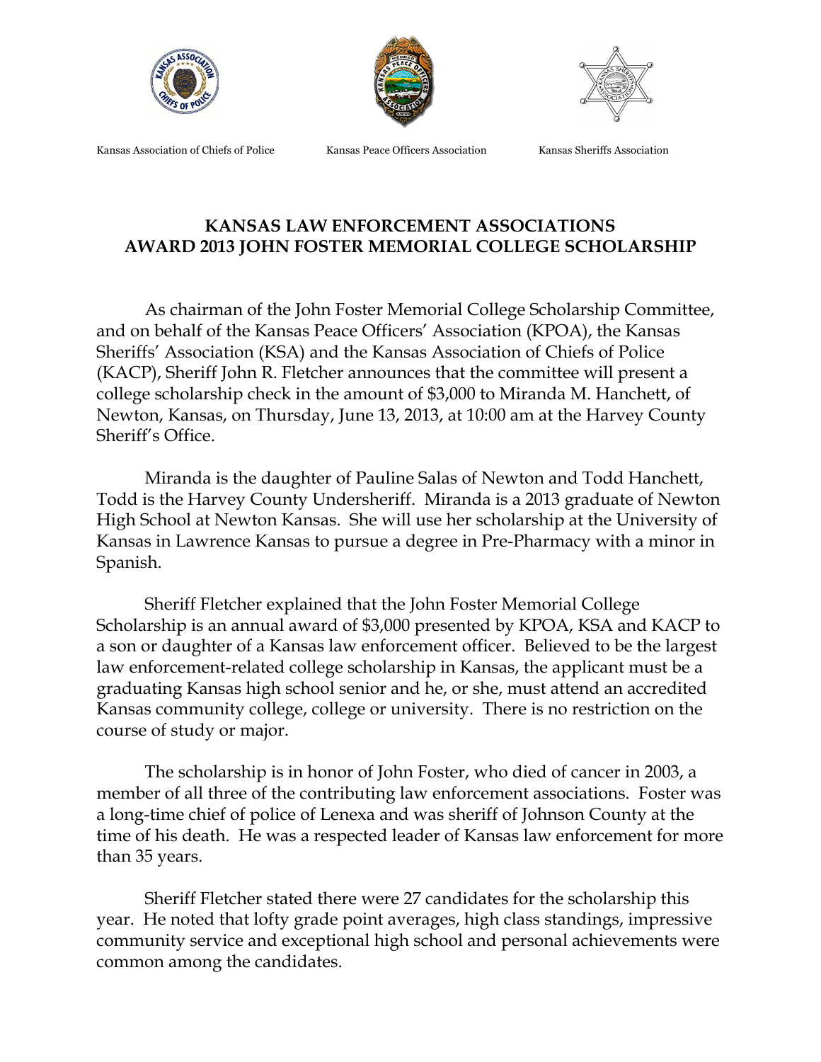Kansas Association of Chiefs of Police Kansas Peace Officers Association Kansas Sheriffs Association

# KANSAS LAW ENFORCEMENT ASSOCIATIONS AWARD 2013 JOHN FOSTER MEMORIAL COLLEGE SCHOLARSHIP

As chairman of the John Foster Memorial College Scholarship Committee, and on behalf of the Kansas Peace Officers' Association (KPOA), the Kansas Sheriffs' Association (KSA) and the Kansas Association of Chiefs of Police (KACP), Sheriff John R. Fletcher announces that the committee will present a college scholarship check in the amount of $3,000 to Miranda M. Hanchett, of Newton, Kansas, on Thursday, June 13, 2013, at 10:00 am at the Harvey County Sheriff's Office.

Miranda is the daughter of Pauline Salas of Newton and Todd Hanchett, Todd is the Harvey County Undersheriff. Miranda is a 2013 graduate of Newton High School at Newton Kansas. She will use her scholarship at the University of Kansas in Lawrence Kansas to pursue a degree in Pre-Pharmacy with a minor in Spanish.

Sheriff Fletcher explained that the John Foster Memorial College Scholarship is an annual award of $3,000 presented by KPOA, KSA and KACP to a son or daughter of a Kansas law enforcement officer. Believed to be the largest law enforcement-related college scholarship in Kansas, the applicant must be a graduating Kansas high school senior and he, or she, must attend an accredited Kansas community college, college or university. There is no restriction on the course of study or major.

The scholarship is in honor of John Foster, who died of cancer in 2003, a member of all three of the contributing law enforcement associations. Foster was a long-time chief of police of Lenexa and was sheriff of Johnson County at the time of his death. He was a respected leader of Kansas law enforcement for more than 35 years.

Sheriff Fletcher stated there were 27 candidates for the scholarship this year. He noted that lofty grade point averages, high class standings, impressive community service and exceptional high school and personal achievements were common among the candidates.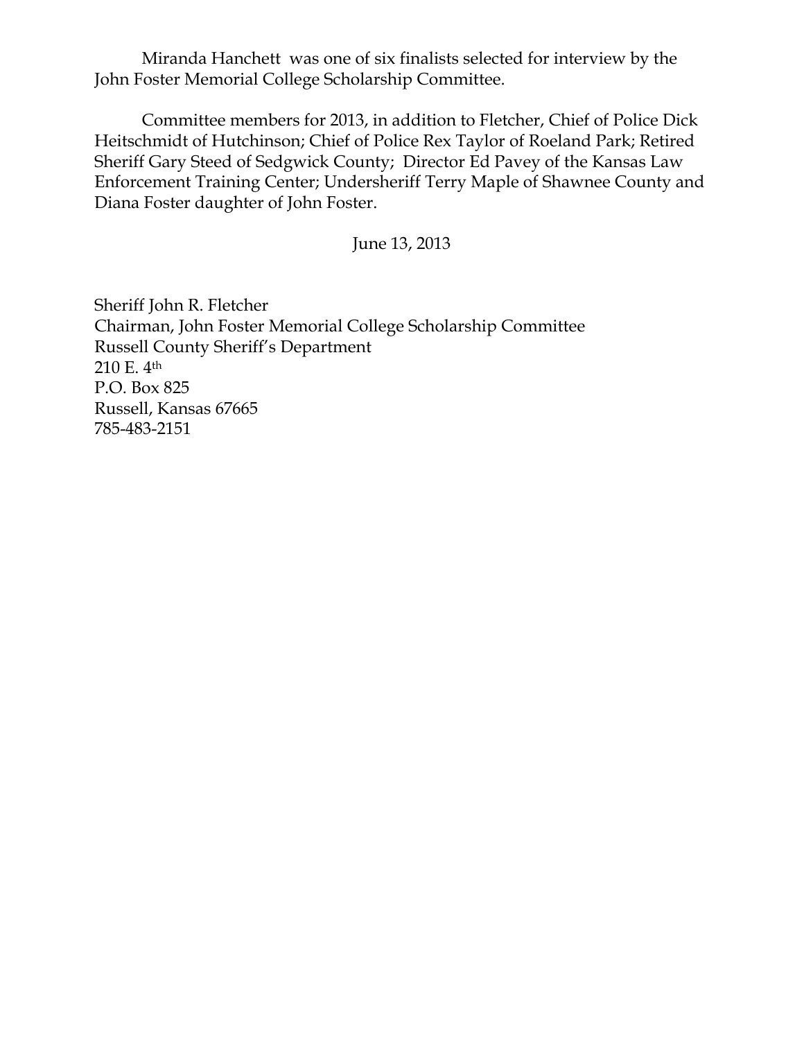Miranda Hanchett was one of six finalists selected for interview by the John Foster Memorial College Scholarship Committee.

Committee members for 2013, in addition to Fletcher, Chief of Police Dick Heitschmidt of Hutchinson; Chief of Police Rex Taylor of Roeland Park; Retired Sheriff Gary Steed of Sedgwick County; Director Ed Pavey of the Kansas Law Enforcement Training Center; Undersheriff Terry Maple of Shawnee County and Diana Foster daughter of John Foster.

June 13, 2013

Sheriff John R. Fletcher
Chairman, John Foster Memorial College Scholarship Committee
Russell County Sheriff's Department
210 E. 4th
P.O. Box 825
Russell, Kansas 67665
785-483-2151